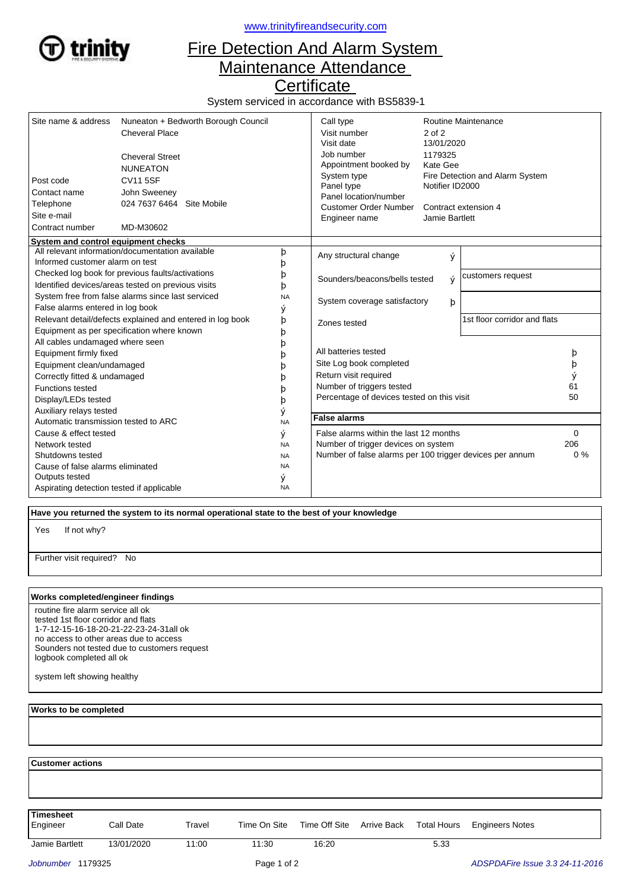www.trinityfireandsecurity.com

# Fire Detection And Alarm System Maintenance Attendance Certificate

System serviced in accordance with BS5839-1

| | |
|---|---|
| Site name & address | Nuneaton + Bedworth Borough Council |
| | Cheveral Place |
| | Cheveral Street |
| | NUNEATON |
| Post code | CV11 5SF |
| Contact name | John Sweeney |
| Telephone | 024 7637 6464 Site Mobile |
| Site e-mail | |
| Contract number | MD-M30602 |

| | |
|---|---|
| Call type | Routine Maintenance |
| Visit number | 2 of 2 |
| Visit date | 13/01/2020 |
| Job number | 1179325 |
| Appointment booked by | Kate Gee |
| System type | Fire Detection and Alarm System |
| Panel type | Notifier ID2000 |
| Panel location/number | |
| Customer Order Number | Contract extension 4 |
| Engineer name | Jamie Bartlett |

## System and control equipment checks

| Check | |
|---|---|
| All relevant information/documentation available | þ |
| Informed customer alarm on test | þ |
| Checked log book for previous faults/activations | þ |
| Identified devices/areas tested on previous visits | þ |
| System free from false alarms since last serviced | NA |
| False alarms entered in log book | ý |
| Relevant detail/defects explained and entered in log book | þ |
| Equipment as per specification where known | þ |
| All cables undamaged where seen | þ |
| Equipment firmly fixed | þ |
| Equipment clean/undamaged | þ |
| Correctly fitted & undamaged | þ |
| Functions tested | þ |
| Display/LEDs tested | þ |
| Auxiliary relays tested | ý |
| Automatic transmission tested to ARC | NA |
| Cause & effect tested | ý |
| Network tested | NA |
| Shutdowns tested | NA |
| Cause of false alarms eliminated | NA |
| Outputs tested | ý |
| Aspirating detection tested if applicable | NA |

| | | |
|---|---|---|
| Any structural change | ý | |
| Sounders/beacons/bells tested | ý | customers request |
| System coverage satisfactory | þ | |
| Zones tested | | 1st floor corridor and flats |

| | |
|---|---|
| All batteries tested | þ |
| Site Log book completed | þ |
| Return visit required | ý |
| Number of triggers tested | 61 |
| Percentage of devices tested on this visit | 50 |

## False alarms

| | |
|---|---|
| False alarms within the last 12 months | 0 |
| Number of trigger devices on system | 206 |
| Number of false alarms per 100 trigger devices per annum | 0 % |

## Have you returned the system to its normal operational state to the best of your knowledge

Yes If not why?

Further visit required? No

## Works completed/engineer findings

routine fire alarm service all ok
tested 1st floor corridor and flats
1-7-12-15-16-18-20-21-22-23-24-31all ok
no access to other areas due to access
Sounders not tested due to customers request
logbook completed all ok

system left showing healthy

## Works to be completed

## Customer actions

## Timesheet

| Engineer | Call Date | Travel | Time On Site | Time Off Site | Arrive Back | Total Hours | Engineers Notes |
|---|---|---|---|---|---|---|---|
| Jamie Bartlett | 13/01/2020 | 11:00 | 11:30 | 16:20 | | 5.33 | |

Jobnumber 1179325 ADSPDAFire Issue 3.3 24-11-2016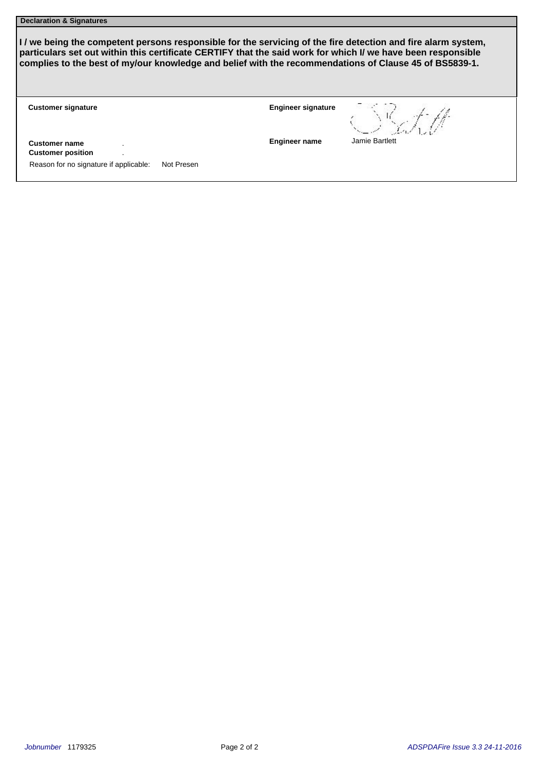## Declaration & Signatures

**I / we being the competent persons responsible for the servicing of the fire detection and fire alarm system, particulars set out within this certificate CERTIFY that the said work for which I/ we have been responsible complies to the best of my/our knowledge and belief with the recommendations of Clause 45 of BS5839-1.**

| | | | |
|---|---|---|---|
| **Customer signature** | | **Engineer signature** | |
| **Customer name** | . | **Engineer name** | Jamie Bartlett |
| **Customer position** | . | | |
| Reason for no signature if applicable: | Not Presen | | |

*Jobnumber* 1179325

*ADSPDAFire Issue 3.3 24-11-2016*